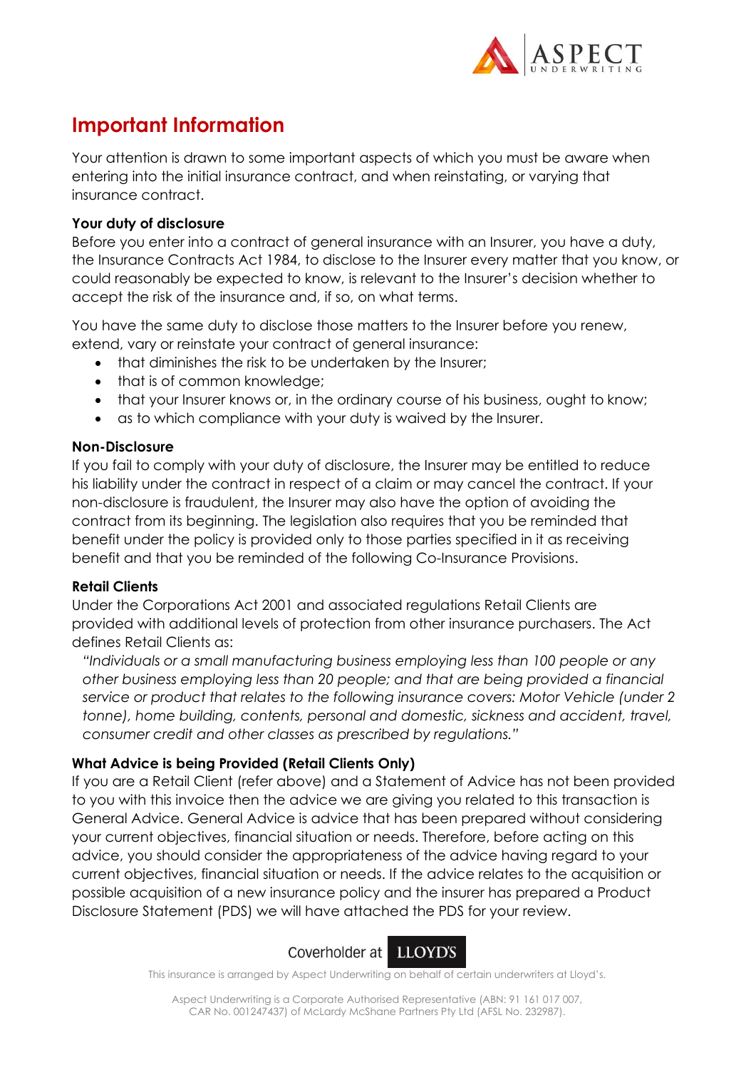# Important Information

Your attention is drawn to some important aspects of which you must be aware when entering into the initial insurance contract, and when reinstating, or varying that insurance contract.

**Your duty of disclosure**

Before you enter into a contract of general insurance with an Insurer, you have a duty, the Insurance Contracts Act 1984, to disclose to the Insurer every matter that you know, or could reasonably be expected to know, is relevant to the Insurer's decision whether to accept the risk of the insurance and, if so, on what terms.

You have the same duty to disclose those matters to the Insurer before you renew, extend, vary or reinstate your contract of general insurance:

- that diminishes the risk to be undertaken by the Insurer;
- that is of common knowledge;
- that your Insurer knows or, in the ordinary course of his business, ought to know;
- as to which compliance with your duty is waived by the Insurer.

**Non-Disclosure**

If you fail to comply with your duty of disclosure, the Insurer may be entitled to reduce his liability under the contract in respect of a claim or may cancel the contract. If your non-disclosure is fraudulent, the Insurer may also have the option of avoiding the contract from its beginning. The legislation also requires that you be reminded that benefit under the policy is provided only to those parties specified in it as receiving benefit and that you be reminded of the following Co-Insurance Provisions.

**Retail Clients**

Under the Corporations Act 2001 and associated regulations Retail Clients are provided with additional levels of protection from other insurance purchasers. The Act defines Retail Clients as:

> *"Individuals or a small manufacturing business employing less than 100 people or any other business employing less than 20 people; and that are being provided a financial service or product that relates to the following insurance covers: Motor Vehicle (under 2 tonne), home building, contents, personal and domestic, sickness and accident, travel, consumer credit and other classes as prescribed by regulations."*

**What Advice is being Provided (Retail Clients Only)**

If you are a Retail Client (refer above) and a Statement of Advice has not been provided to you with this invoice then the advice we are giving you related to this transaction is General Advice. General Advice is advice that has been prepared without considering your current objectives, financial situation or needs. Therefore, before acting on this advice, you should consider the appropriateness of the advice having regard to your current objectives, financial situation or needs. If the advice relates to the acquisition or possible acquisition of a new insurance policy and the insurer has prepared a Product Disclosure Statement (PDS) we will have attached the PDS for your review.

Coverholder at LLOYD'S

This insurance is arranged by Aspect Underwriting on behalf of certain underwriters at Lloyd's.

Aspect Underwriting is a Corporate Authorised Representative (ABN: 91 161 017 007, CAR No. 001247437) of McLardy McShane Partners Pty Ltd (AFSL No. 232987).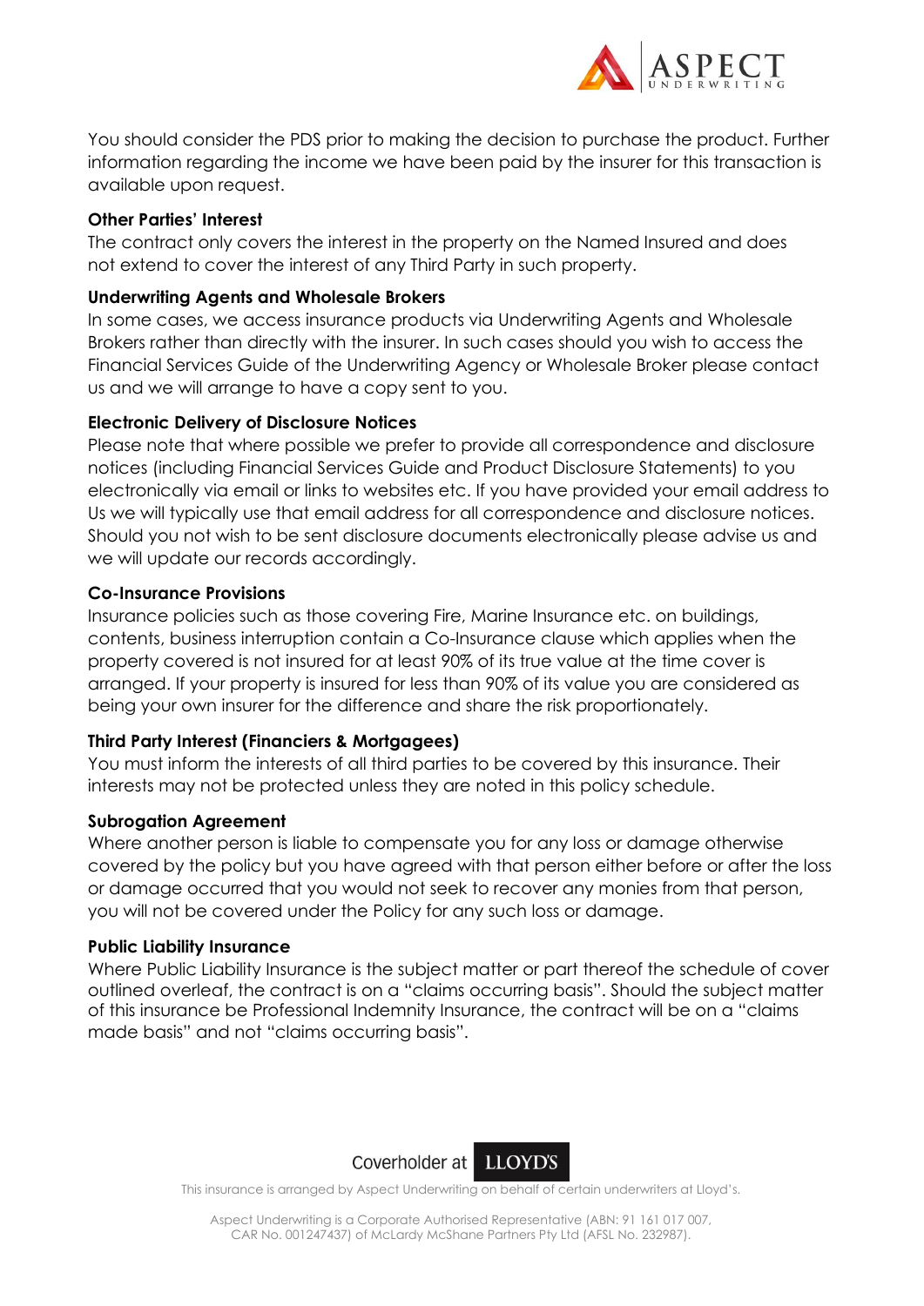You should consider the PDS prior to making the decision to purchase the product. Further information regarding the income we have been paid by the insurer for this transaction is available upon request.

**Other Parties' Interest**

The contract only covers the interest in the property on the Named Insured and does not extend to cover the interest of any Third Party in such property.

**Underwriting Agents and Wholesale Brokers**

In some cases, we access insurance products via Underwriting Agents and Wholesale Brokers rather than directly with the insurer. In such cases should you wish to access the Financial Services Guide of the Underwriting Agency or Wholesale Broker please contact us and we will arrange to have a copy sent to you.

**Electronic Delivery of Disclosure Notices**

Please note that where possible we prefer to provide all correspondence and disclosure notices (including Financial Services Guide and Product Disclosure Statements) to you electronically via email or links to websites etc. If you have provided your email address to Us we will typically use that email address for all correspondence and disclosure notices. Should you not wish to be sent disclosure documents electronically please advise us and we will update our records accordingly.

**Co-Insurance Provisions**

Insurance policies such as those covering Fire, Marine Insurance etc. on buildings, contents, business interruption contain a Co-Insurance clause which applies when the property covered is not insured for at least 90% of its true value at the time cover is arranged. If your property is insured for less than 90% of its value you are considered as being your own insurer for the difference and share the risk proportionately.

**Third Party Interest (Financiers & Mortgagees)**

You must inform the interests of all third parties to be covered by this insurance. Their interests may not be protected unless they are noted in this policy schedule.

**Subrogation Agreement**

Where another person is liable to compensate you for any loss or damage otherwise covered by the policy but you have agreed with that person either before or after the loss or damage occurred that you would not seek to recover any monies from that person, you will not be covered under the Policy for any such loss or damage.

**Public Liability Insurance**

Where Public Liability Insurance is the subject matter or part thereof the schedule of cover outlined overleaf, the contract is on a "claims occurring basis". Should the subject matter of this insurance be Professional Indemnity Insurance, the contract will be on a "claims made basis" and not "claims occurring basis".

Coverholder at LLOYD'S

This insurance is arranged by Aspect Underwriting on behalf of certain underwriters at Lloyd's.

Aspect Underwriting is a Corporate Authorised Representative (ABN: 91 161 017 007, CAR No. 001247437) of McLardy McShane Partners Pty Ltd (AFSL No. 232987).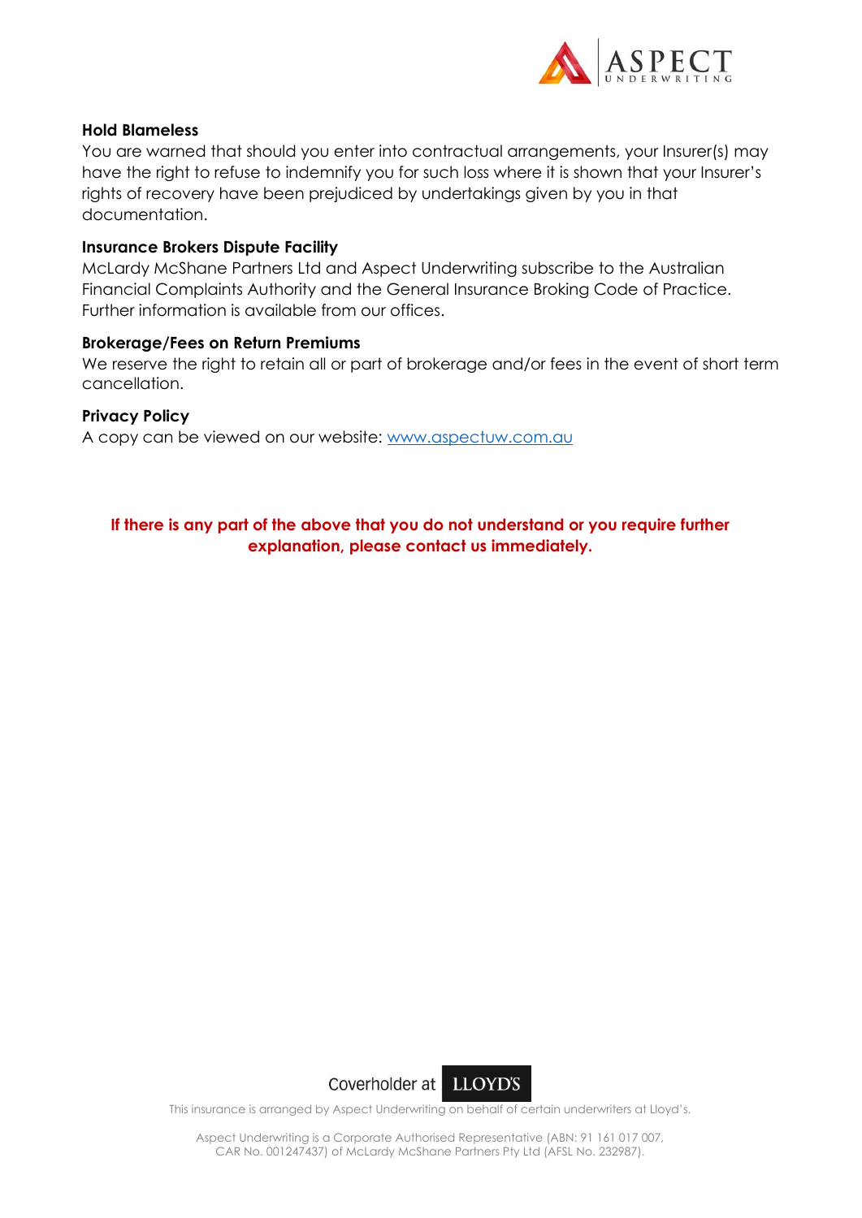**Hold Blameless**

You are warned that should you enter into contractual arrangements, your Insurer(s) may have the right to refuse to indemnify you for such loss where it is shown that your Insurer's rights of recovery have been prejudiced by undertakings given by you in that documentation.

**Insurance Brokers Dispute Facility**

McLardy McShane Partners Ltd and Aspect Underwriting subscribe to the Australian Financial Complaints Authority and the General Insurance Broking Code of Practice. Further information is available from our offices.

**Brokerage/Fees on Return Premiums**

We reserve the right to retain all or part of brokerage and/or fees in the event of short term cancellation.

**Privacy Policy**

A copy can be viewed on our website: [www.aspectuw.com.au](http://www.aspectuw.com.au)

**If there is any part of the above that you do not understand or you require further explanation, please contact us immediately.**

Coverholder at LLOYD'S

This insurance is arranged by Aspect Underwriting on behalf of certain underwriters at Lloyd's.

Aspect Underwriting is a Corporate Authorised Representative (ABN: 91 161 017 007, CAR No. 001247437) of McLardy McShane Partners Pty Ltd (AFSL No. 232987).